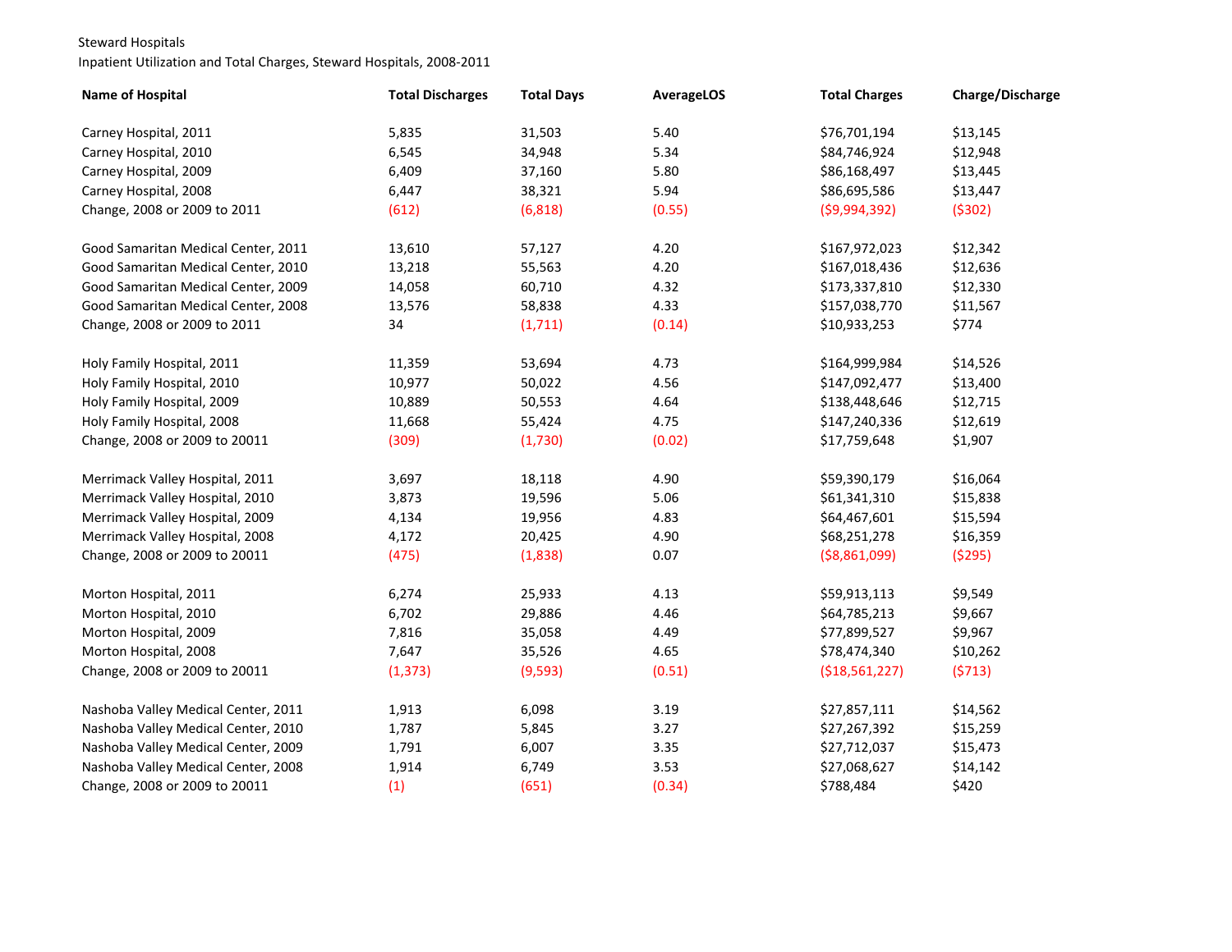Steward Hospitals

Inpatient Utilization and Total Charges, Steward Hospitals, 2008-2011

| Name of Hospital | Total Discharges | Total Days | AverageLOS | Total Charges | Charge/Discharge |
|---|---|---|---|---|---|
| Carney Hospital, 2011 | 5,835 | 31,503 | 5.40 | $76,701,194 | $13,145 |
| Carney Hospital, 2010 | 6,545 | 34,948 | 5.34 | $84,746,924 | $12,948 |
| Carney Hospital, 2009 | 6,409 | 37,160 | 5.80 | $86,168,497 | $13,445 |
| Carney Hospital, 2008 | 6,447 | 38,321 | 5.94 | $86,695,586 | $13,447 |
| Change, 2008 or 2009 to 2011 | (612) | (6,818) | (0.55) | ($9,994,392) | ($302) |
| | | | | | |
| Good Samaritan Medical Center, 2011 | 13,610 | 57,127 | 4.20 | $167,972,023 | $12,342 |
| Good Samaritan Medical Center, 2010 | 13,218 | 55,563 | 4.20 | $167,018,436 | $12,636 |
| Good Samaritan Medical Center, 2009 | 14,058 | 60,710 | 4.32 | $173,337,810 | $12,330 |
| Good Samaritan Medical Center, 2008 | 13,576 | 58,838 | 4.33 | $157,038,770 | $11,567 |
| Change, 2008 or 2009 to 2011 | 34 | (1,711) | (0.14) | $10,933,253 | $774 |
| | | | | | |
| Holy Family Hospital, 2011 | 11,359 | 53,694 | 4.73 | $164,999,984 | $14,526 |
| Holy Family Hospital, 2010 | 10,977 | 50,022 | 4.56 | $147,092,477 | $13,400 |
| Holy Family Hospital, 2009 | 10,889 | 50,553 | 4.64 | $138,448,646 | $12,715 |
| Holy Family Hospital, 2008 | 11,668 | 55,424 | 4.75 | $147,240,336 | $12,619 |
| Change, 2008 or 2009 to 20011 | (309) | (1,730) | (0.02) | $17,759,648 | $1,907 |
| | | | | | |
| Merrimack Valley Hospital, 2011 | 3,697 | 18,118 | 4.90 | $59,390,179 | $16,064 |
| Merrimack Valley Hospital, 2010 | 3,873 | 19,596 | 5.06 | $61,341,310 | $15,838 |
| Merrimack Valley Hospital, 2009 | 4,134 | 19,956 | 4.83 | $64,467,601 | $15,594 |
| Merrimack Valley Hospital, 2008 | 4,172 | 20,425 | 4.90 | $68,251,278 | $16,359 |
| Change, 2008 or 2009 to 20011 | (475) | (1,838) | 0.07 | ($8,861,099) | ($295) |
| | | | | | |
| Morton Hospital, 2011 | 6,274 | 25,933 | 4.13 | $59,913,113 | $9,549 |
| Morton Hospital, 2010 | 6,702 | 29,886 | 4.46 | $64,785,213 | $9,667 |
| Morton Hospital, 2009 | 7,816 | 35,058 | 4.49 | $77,899,527 | $9,967 |
| Morton Hospital, 2008 | 7,647 | 35,526 | 4.65 | $78,474,340 | $10,262 |
| Change, 2008 or 2009 to 20011 | (1,373) | (9,593) | (0.51) | ($18,561,227) | ($713) |
| | | | | | |
| Nashoba Valley Medical Center, 2011 | 1,913 | 6,098 | 3.19 | $27,857,111 | $14,562 |
| Nashoba Valley Medical Center, 2010 | 1,787 | 5,845 | 3.27 | $27,267,392 | $15,259 |
| Nashoba Valley Medical Center, 2009 | 1,791 | 6,007 | 3.35 | $27,712,037 | $15,473 |
| Nashoba Valley Medical Center, 2008 | 1,914 | 6,749 | 3.53 | $27,068,627 | $14,142 |
| Change, 2008 or 2009 to 20011 | (1) | (651) | (0.34) | $788,484 | $420 |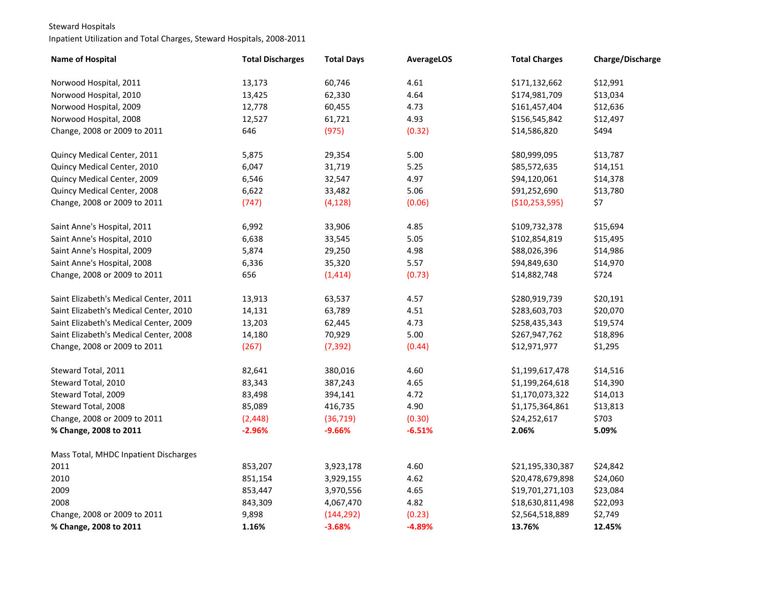Steward Hospitals

Inpatient Utilization and Total Charges, Steward Hospitals, 2008-2011

| Name of Hospital | Total Discharges | Total Days | AverageLOS | Total Charges | Charge/Discharge |
|---|---|---|---|---|---|
| Norwood Hospital, 2011 | 13,173 | 60,746 | 4.61 | $171,132,662 | $12,991 |
| Norwood Hospital, 2010 | 13,425 | 62,330 | 4.64 | $174,981,709 | $13,034 |
| Norwood Hospital, 2009 | 12,778 | 60,455 | 4.73 | $161,457,404 | $12,636 |
| Norwood Hospital, 2008 | 12,527 | 61,721 | 4.93 | $156,545,842 | $12,497 |
| Change, 2008 or 2009 to 2011 | 646 | (975) | (0.32) | $14,586,820 | $494 |
| | | | | | |
| Quincy Medical Center, 2011 | 5,875 | 29,354 | 5.00 | $80,999,095 | $13,787 |
| Quincy Medical Center, 2010 | 6,047 | 31,719 | 5.25 | $85,572,635 | $14,151 |
| Quincy Medical Center, 2009 | 6,546 | 32,547 | 4.97 | $94,120,061 | $14,378 |
| Quincy Medical Center, 2008 | 6,622 | 33,482 | 5.06 | $91,252,690 | $13,780 |
| Change, 2008 or 2009 to 2011 | (747) | (4,128) | (0.06) | ($10,253,595) | $7 |
| | | | | | |
| Saint Anne's Hospital, 2011 | 6,992 | 33,906 | 4.85 | $109,732,378 | $15,694 |
| Saint Anne's Hospital, 2010 | 6,638 | 33,545 | 5.05 | $102,854,819 | $15,495 |
| Saint Anne's Hospital, 2009 | 5,874 | 29,250 | 4.98 | $88,026,396 | $14,986 |
| Saint Anne's Hospital, 2008 | 6,336 | 35,320 | 5.57 | $94,849,630 | $14,970 |
| Change, 2008 or 2009 to 2011 | 656 | (1,414) | (0.73) | $14,882,748 | $724 |
| | | | | | |
| Saint Elizabeth's Medical Center, 2011 | 13,913 | 63,537 | 4.57 | $280,919,739 | $20,191 |
| Saint Elizabeth's Medical Center, 2010 | 14,131 | 63,789 | 4.51 | $283,603,703 | $20,070 |
| Saint Elizabeth's Medical Center, 2009 | 13,203 | 62,445 | 4.73 | $258,435,343 | $19,574 |
| Saint Elizabeth's Medical Center, 2008 | 14,180 | 70,929 | 5.00 | $267,947,762 | $18,896 |
| Change, 2008 or 2009 to 2011 | (267) | (7,392) | (0.44) | $12,971,977 | $1,295 |
| | | | | | |
| Steward Total, 2011 | 82,641 | 380,016 | 4.60 | $1,199,617,478 | $14,516 |
| Steward Total, 2010 | 83,343 | 387,243 | 4.65 | $1,199,264,618 | $14,390 |
| Steward Total, 2009 | 83,498 | 394,141 | 4.72 | $1,170,073,322 | $14,013 |
| Steward Total, 2008 | 85,089 | 416,735 | 4.90 | $1,175,364,861 | $13,813 |
| Change, 2008 or 2009 to 2011 | (2,448) | (36,719) | (0.30) | $24,252,617 | $703 |
| **% Change, 2008 to 2011** | **-2.96%** | **-9.66%** | **-6.51%** | **2.06%** | **5.09%** |
| | | | | | |
| Mass Total, MHDC Inpatient Discharges | | | | | |
| 2011 | 853,207 | 3,923,178 | 4.60 | $21,195,330,387 | $24,842 |
| 2010 | 851,154 | 3,929,155 | 4.62 | $20,478,679,898 | $24,060 |
| 2009 | 853,447 | 3,970,556 | 4.65 | $19,701,271,103 | $23,084 |
| 2008 | 843,309 | 4,067,470 | 4.82 | $18,630,811,498 | $22,093 |
| Change, 2008 or 2009 to 2011 | 9,898 | (144,292) | (0.23) | $2,564,518,889 | $2,749 |
| **% Change, 2008 to 2011** | **1.16%** | **-3.68%** | **-4.89%** | **13.76%** | **12.45%** |